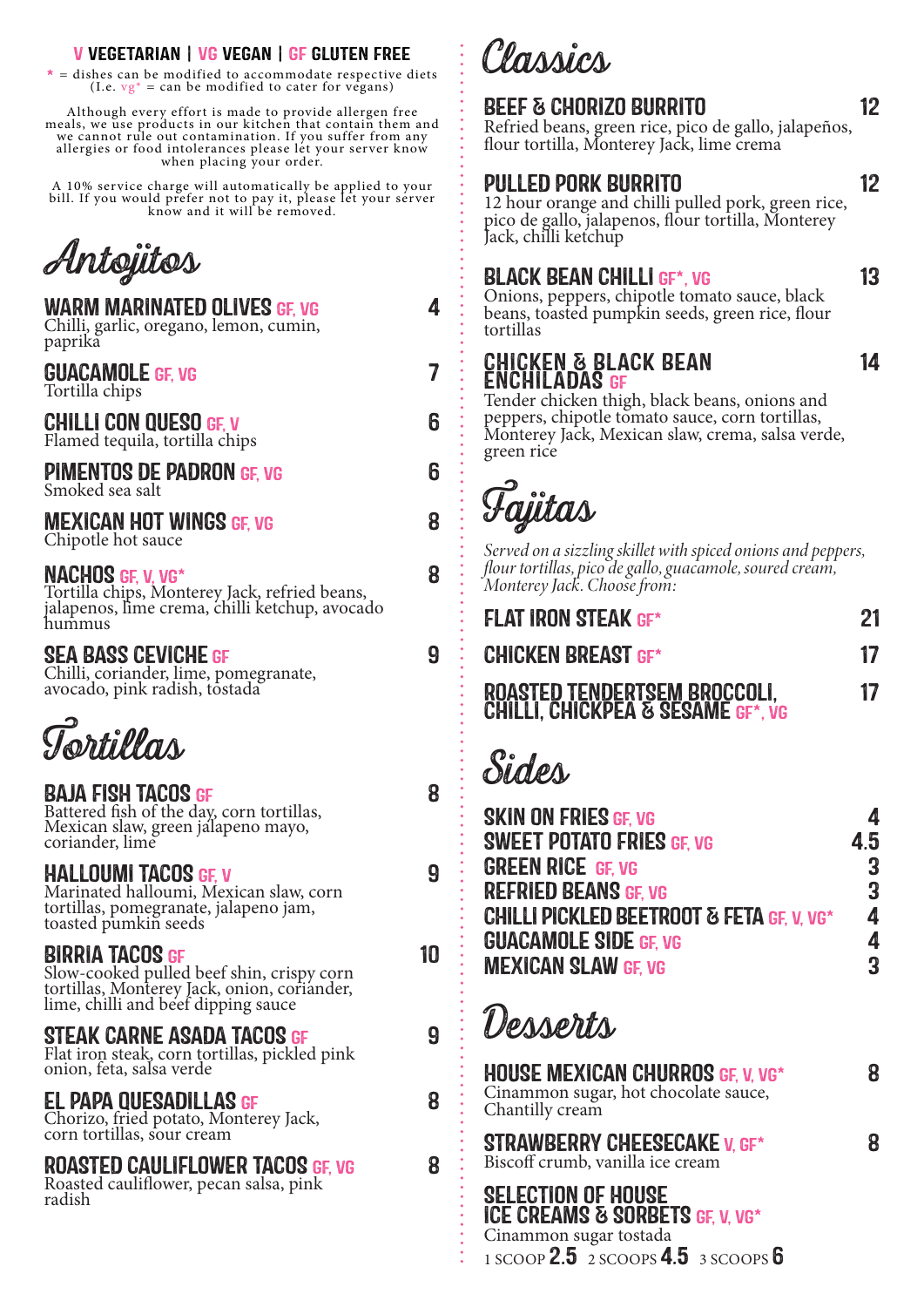**V VEGETARIAN | VG VEGAN | GF GLUTEN FREE**

\* = dishes can be modified to accommodate respective diets (I.e. vg* = can be modified to cater for vegans)

Although every effort is made to provide allergen free meals, we use products in our kitchen that contain them and we cannot rule out contamination. If you suffer from any allergies or food intolerances please let your server know when placing your order.

A 10% service charge will automatically be applied to your bill. If you would prefer not to pay it, please let your server know and it will be removed.

# Antojitos

**WARM MARINATED OLIVES** GF, VG — 4
Chilli, garlic, oregano, lemon, cumin, paprika

**GUACAMOLE** GF, VG — 7
Tortilla chips

**CHILLI CON QUESO** GF, V — 6
Flamed tequila, tortilla chips

**PIMENTOS DE PADRON** GF, VG — 6
Smoked sea salt

**MEXICAN HOT WINGS** GF, VG — 8
Chipotle hot sauce

**NACHOS** GF, V, VG* — 8
Tortilla chips, Monterey Jack, refried beans, jalapenos, lime crema, chilli ketchup, avocado hummus

**SEA BASS CEVICHE** GF — 9
Chilli, coriander, lime, pomegranate, avocado, pink radish, tostada

# Tortillas

**BAJA FISH TACOS** GF — 8
Battered fish of the day, corn tortillas, Mexican slaw, green jalapeno mayo, coriander, lime

**HALLOUMI TACOS** GF, V — 9
Marinated halloumi, Mexican slaw, corn tortillas, pomegranate, jalapeno jam, toasted pumkin seeds

**BIRRIA TACOS** GF — 10
Slow-cooked pulled beef shin, crispy corn tortillas, Monterey Jack, onion, coriander, lime, chilli and beef dipping sauce

**STEAK CARNE ASADA TACOS** GF — 9
Flat iron steak, corn tortillas, pickled pink onion, feta, salsa verde

**EL PAPA QUESADILLAS** GF — 8
Chorizo, fried potato, Monterey Jack, corn tortillas, sour cream

**ROASTED CAULIFLOWER TACOS** GF, VG — 8
Roasted cauliflower, pecan salsa, pink radish

# Classics

**BEEF & CHORIZO BURRITO** — 12
Refried beans, green rice, pico de gallo, jalapeños, flour tortilla, Monterey Jack, lime crema

**PULLED PORK BURRITO** — 12
12 hour orange and chilli pulled pork, green rice, pico de gallo, jalapenos, flour tortilla, Monterey Jack, chilli ketchup

**BLACK BEAN CHILLI** GF*, VG — 13
Onions, peppers, chipotle tomato sauce, black beans, toasted pumpkin seeds, green rice, flour tortillas

**CHICKEN & BLACK BEAN ENCHILADAS** GF — 14
Tender chicken thigh, black beans, onions and peppers, chipotle tomato sauce, corn tortillas, Monterey Jack, Mexican slaw, crema, salsa verde, green rice

# Fajitas

*Served on a sizzling skillet with spiced onions and peppers, flour tortillas, pico de gallo, guacamole, soured cream, Monterey Jack. Choose from:*

**FLAT IRON STEAK** GF* — 21

**CHICKEN BREAST** GF* — 17

**ROASTED TENDERTSEM BROCCOLI, CHILLI, CHICKPEA & SESAME** GF*, VG — 17

# Sides

**SKIN ON FRIES** GF, VG — 4
**SWEET POTATO FRIES** GF, VG — 4.5
**GREEN RICE** GF, VG — 3
**REFRIED BEANS** GF, VG — 3
**CHILLI PICKLED BEETROOT & FETA** GF, V, VG* — 4
**GUACAMOLE SIDE** GF, VG — 4
**MEXICAN SLAW** GF, VG — 3

# Desserts

**HOUSE MEXICAN CHURROS** GF, V, VG* — 8
Cinammon sugar, hot chocolate sauce, Chantilly cream

**STRAWBERRY CHEESECAKE** V, GF* — 8
Biscoff crumb, vanilla ice cream

**SELECTION OF HOUSE ICE CREAMS & SORBETS** GF, V, VG*
Cinammon sugar tostada
1 SCOOP **2.5** 2 SCOOPS **4.5** 3 SCOOPS **6**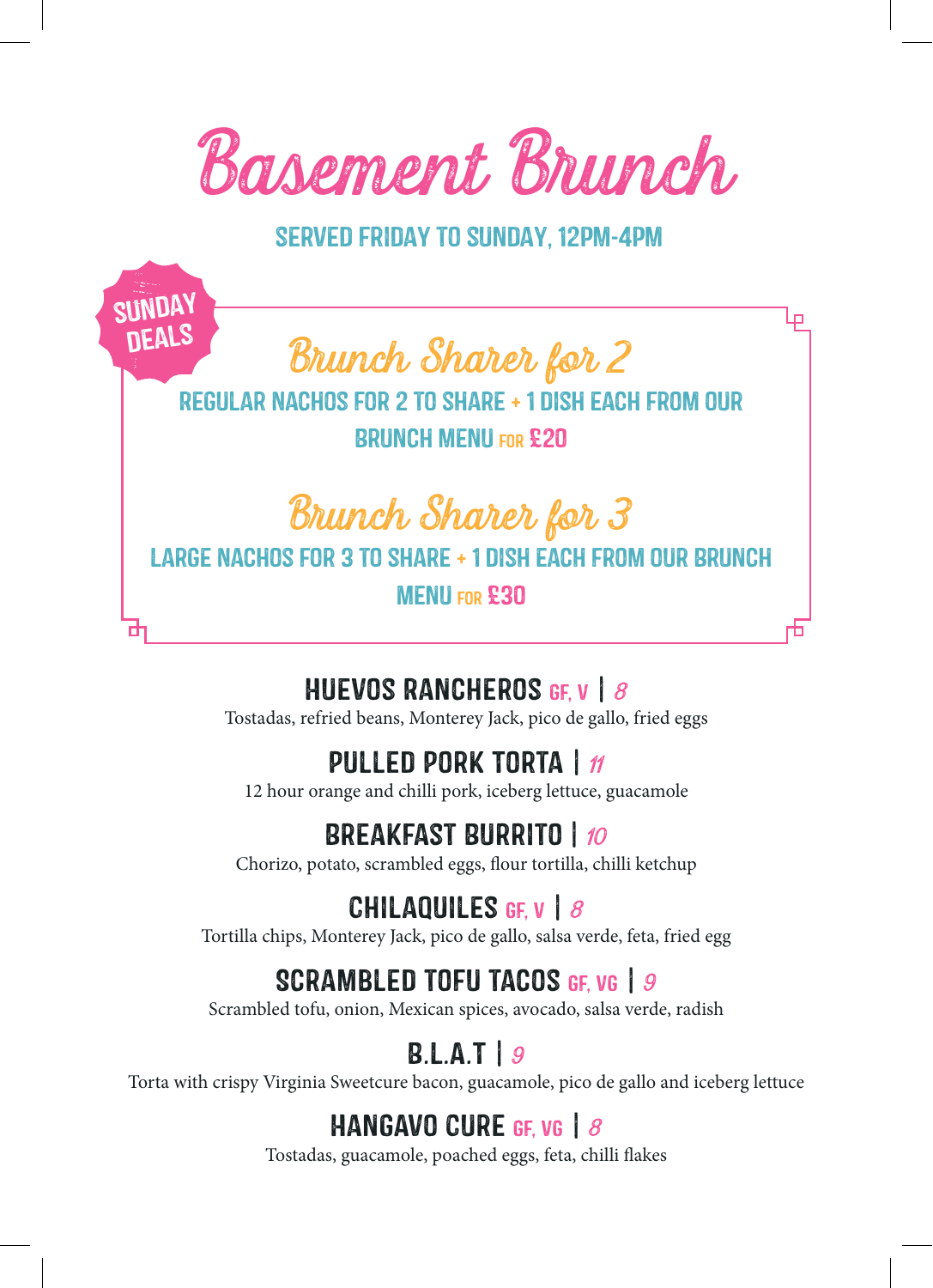# Basement Brunch

SERVED FRIDAY TO SUNDAY, 12PM-4PM

SUNDAY DEALS

## Brunch Sharer for 2

REGULAR NACHOS FOR 2 TO SHARE + 1 DISH EACH FROM OUR BRUNCH MENU FOR £20

## Brunch Sharer for 3

LARGE NACHOS FOR 3 TO SHARE + 1 DISH EACH FROM OUR BRUNCH MENU FOR £30

### HUEVOS RANCHEROS GF, V | 8

Tostadas, refried beans, Monterey Jack, pico de gallo, fried eggs

### PULLED PORK TORTA | 11

12 hour orange and chilli pork, iceberg lettuce, guacamole

### BREAKFAST BURRITO | 10

Chorizo, potato, scrambled eggs, flour tortilla, chilli ketchup

### CHILAQUILES GF, V | 8

Tortilla chips, Monterey Jack, pico de gallo, salsa verde, feta, fried egg

### SCRAMBLED TOFU TACOS GF, VG | 9

Scrambled tofu, onion, Mexican spices, avocado, salsa verde, radish

### B.L.A.T | 9

Torta with crispy Virginia Sweetcure bacon, guacamole, pico de gallo and iceberg lettuce

### HANGAVO CURE GF, VG | 8

Tostadas, guacamole, poached eggs, feta, chilli flakes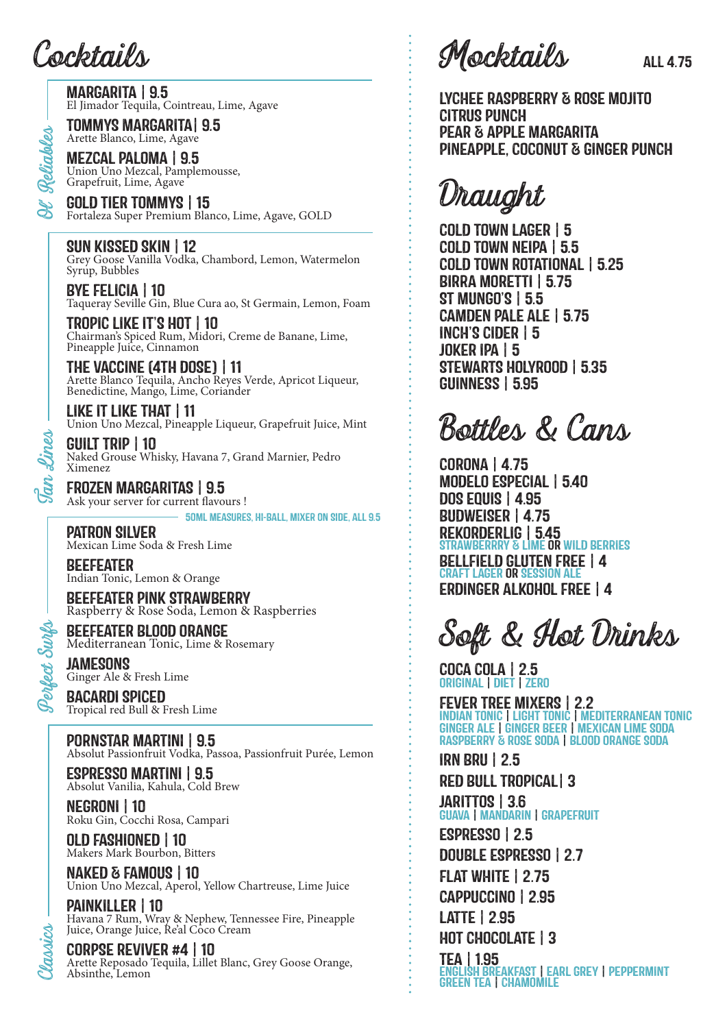# Cocktails

## Ol' Reliables

**MARGARITA | 9.5**
El Jimador Tequila, Cointreau, Lime, Agave

**TOMMYS MARGARITA| 9.5**
Arette Blanco, Lime, Agave

**MEZCAL PALOMA | 9.5**
Union Uno Mezcal, Pamplemousse, Grapefruit, Lime, Agave

**GOLD TIER TOMMYS | 15**
Fortaleza Super Premium Blanco, Lime, Agave, GOLD

## Tan Lines

**SUN KISSED SKIN | 12**
Grey Goose Vanilla Vodka, Chambord, Lemon, Watermelon Syrup, Bubbles

**BYE FELICIA | 10**
Taqueray Seville Gin, Blue Cura ao, St Germain, Lemon, Foam

**TROPIC LIKE IT'S HOT | 10**
Chairman's Spiced Rum, Midori, Creme de Banane, Lime, Pineapple Juice, Cinnamon

**THE VACCINE (4TH DOSE) | 11**
Arette Blanco Tequila, Ancho Reyes Verde, Apricot Liqueur, Benedictine, Mango, Lime, Coriander

**LIKE IT LIKE THAT | 11**
Union Uno Mezcal, Pineapple Liqueur, Grapefruit Juice, Mint

**GUILT TRIP | 10**
Naked Grouse Whisky, Havana 7, Grand Marnier, Pedro Ximenez

**FROZEN MARGARITAS | 9.5**
Ask your server for current flavours !

## Perfect Serfs

50ML MEASURES, HI-BALL, MIXER ON SIDE, ALL 9.5

**PATRON SILVER**
Mexican Lime Soda & Fresh Lime

**BEEFEATER**
Indian Tonic, Lemon & Orange

**BEEFEATER PINK STRAWBERRY**
Raspberry & Rose Soda, Lemon & Raspberries

**BEEFEATER BLOOD ORANGE**
Mediterranean Tonic, Lime & Rosemary

**JAMESONS**
Ginger Ale & Fresh Lime

**BACARDI SPICED**
Tropical red Bull & Fresh Lime

## Classics

**PORNSTAR MARTINI | 9.5**
Absolut Passionfruit Vodka, Passoa, Passionfruit Purée, Lemon

**ESPRESSO MARTINI | 9.5**
Absolut Vanilia, Kahula, Cold Brew

**NEGRONI | 10**
Roku Gin, Cocchi Rosa, Campari

**OLD FASHIONED | 10**
Makers Mark Bourbon, Bitters

**NAKED & FAMOUS | 10**
Union Uno Mezcal, Aperol, Yellow Chartreuse, Lime Juice

**PAINKILLER | 10**
Havana 7 Rum, Wray & Nephew, Tennessee Fire, Pineapple Juice, Orange Juice, Re'al Coco Cream

**CORPSE REVIVER #4 | 10**
Arette Reposado Tequila, Lillet Blanc, Grey Goose Orange, Absinthe, Lemon

# Mocktails

ALL 4.75

- LYCHEE RASPBERRY & ROSE MOJITO
- CITRUS PUNCH
- PEAR & APPLE MARGARITA
- PINEAPPLE, COCONUT & GINGER PUNCH

# Draught

- COLD TOWN LAGER | 5
- COLD TOWN NEIPA | 5.5
- COLD TOWN ROTATIONAL | 5.25
- BIRRA MORETTI | 5.75
- ST MUNGO'S | 5.5
- CAMDEN PALE ALE | 5.75
- INCH'S CIDER | 5
- JOKER IPA | 5
- STEWARTS HOLYROOD | 5.35
- GUINNESS | 5.95

# Bottles & Cans

- CORONA | 4.75
- MODELO ESPECIAL | 5.40
- DOS EQUIS | 4.95
- BUDWEISER | 4.75
- REKORDERLIG | 5.45
  STRAWBERRY & LIME OR WILD BERRIES
- BELLFIELD GLUTEN FREE | 4
  CRAFT LAGER OR SESSION ALE
- ERDINGER ALKOHOL FREE | 4

# Soft & Hot Drinks

**COCA COLA | 2.5**
ORIGINAL | DIET | ZERO

**FEVER TREE MIXERS | 2.2**
INDIAN TONIC | LIGHT TONIC | MEDITERRANEAN TONIC
GINGER ALE | GINGER BEER | MEXICAN LIME SODA
RASPBERRY & ROSE SODA | BLOOD ORANGE SODA

**IRN BRU | 2.5**

**RED BULL TROPICAL| 3**

**JARITTOS | 3.6**
GUAVA | MANDARIN | GRAPEFRUIT

**ESPRESSO | 2.5**

**DOUBLE ESPRESSO | 2.7**

**FLAT WHITE | 2.75**

**CAPPUCCINO | 2.95**

**LATTE | 2.95**

**HOT CHOCOLATE | 3**

**TEA | 1.95**
ENGLISH BREAKFAST | EARL GREY | PEPPERMINT
GREEN TEA | CHAMOMILE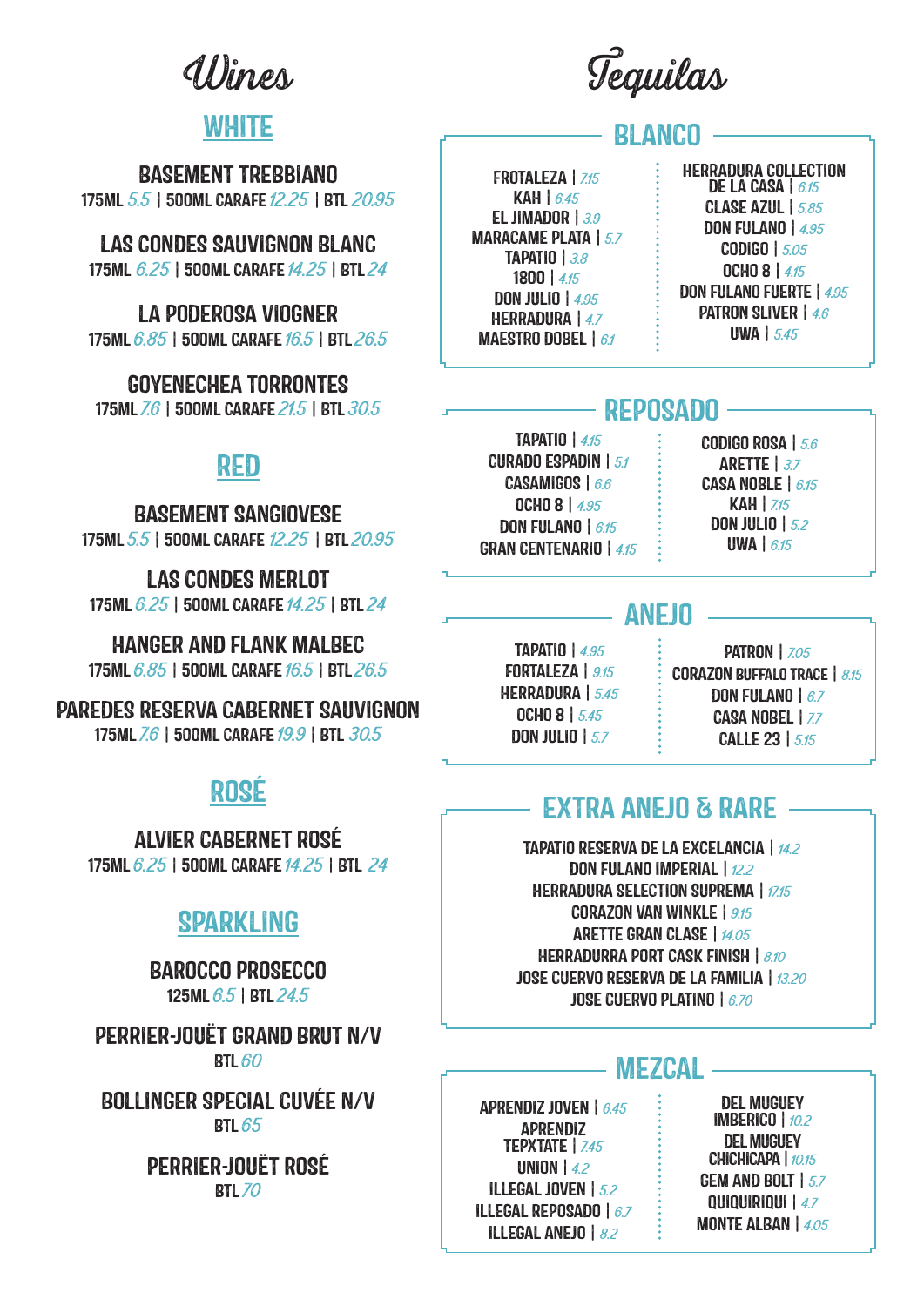# Wines

## WHITE

**BASEMENT TREBBIANO**
175ML *5.5* | 500ML CARAFE *12.25* | BTL *20.95*

**LAS CONDES SAUVIGNON BLANC**
175ML *6.25* | 500ML CARAFE *14.25* | BTL *24*

**LA PODEROSA VIOGNER**
175ML *6.85* | 500ML CARAFE *16.5* | BTL *26.5*

**GOYENECHEA TORRONTES**
175ML *7.6* | 500ML CARAFE *21.5* | BTL *30.5*

## RED

**BASEMENT SANGIOVESE**
175ML *5.5* | 500ML CARAFE *12.25* | BTL *20.95*

**LAS CONDES MERLOT**
175ML *6.25* | 500ML CARAFE *14.25* | BTL *24*

**HANGER AND FLANK MALBEC**
175ML *6.85* | 500ML CARAFE *16.5* | BTL *26.5*

**PAREDES RESERVA CABERNET SAUVIGNON**
175ML *7.6* | 500ML CARAFE *19.9* | BTL *30.5*

## ROSÉ

**ALVIER CABERNET ROSÉ**
175ML *6.25* | 500ML CARAFE *14.25* | BTL *24*

## SPARKLING

**BAROCCO PROSECCO**
125ML *6.5* | BTL *24.5*

**PERRIER-JOUËT GRAND BRUT N/V**
BTL *60*

**BOLLINGER SPECIAL CUVÉE N/V**
BTL *65*

**PERRIER-JOUËT ROSÉ**
BTL *70*

# Tequilas

## BLANCO

- FROTALEZA | *7.15*
- KAH | *6.45*
- EL JIMADOR | *3.9*
- MARACAME PLATA | *5.7*
- TAPATIO | *3.8*
- 1800 | *4.15*
- DON JULIO | *4.95*
- HERRADURA | *4.7*
- MAESTRO DOBEL | *6.1*
- HERRADURA COLLECTION DE LA CASA | *6.15*
- CLASE AZUL | *5.85*
- DON FULANO | *4.95*
- CODIGO | *5.05*
- OCHO 8 | *4.15*
- DON FULANO FUERTE | *4.95*
- PATRON SLIVER | *4.6*
- UWA | *5.45*

## REPOSADO

- TAPATIO | *4.15*
- CURADO ESPADIN | *5.1*
- CASAMIGOS | *6.6*
- OCHO 8 | *4.95*
- DON FULANO | *6.15*
- GRAN CENTENARIO | *4.15*
- CODIGO ROSA | *5.6*
- ARETTE | *3.7*
- CASA NOBLE | *6.15*
- KAH | *7.15*
- DON JULIO | *5.2*
- UWA | *6.15*

## ANEJO

- TAPATIO | *4.95*
- FORTALEZA | *9.15*
- HERRADURA | *5.45*
- OCHO 8 | *5.45*
- DON JULIO | *5.7*
- PATRON | *7.05*
- CORAZON BUFFALO TRACE | *8.15*
- DON FULANO | *6.7*
- CASA NOBEL | *7.7*
- CALLE 23 | *5.15*

## EXTRA ANEJO & RARE

- TAPATIO RESERVA DE LA EXCELANCIA | *14.2*
- DON FULANO IMPERIAL | *12.2*
- HERRADURA SELECTION SUPREMA | *17.15*
- CORAZON VAN WINKLE | *9.15*
- ARETTE GRAN CLASE | *14.05*
- HERRADURRA PORT CASK FINISH | *8.10*
- JOSE CUERVO RESERVA DE LA FAMILIA | *13.20*
- JOSE CUERVO PLATINO | *6.70*

## MEZCAL

- APRENDIZ JOVEN | *6.45*
- APRENDIZ TEPXTATE | *7.45*
- UNION | *4.2*
- ILLEGAL JOVEN | *5.2*
- ILLEGAL REPOSADO | *6.7*
- ILLEGAL ANEJO | *8.2*
- DEL MUGUEY IMBERICO | *10.2*
- DEL MUGUEY CHICHICAPA | *10.15*
- GEM AND BOLT | *5.7*
- QUIQUIRIQUI | *4.7*
- MONTE ALBAN | *4.05*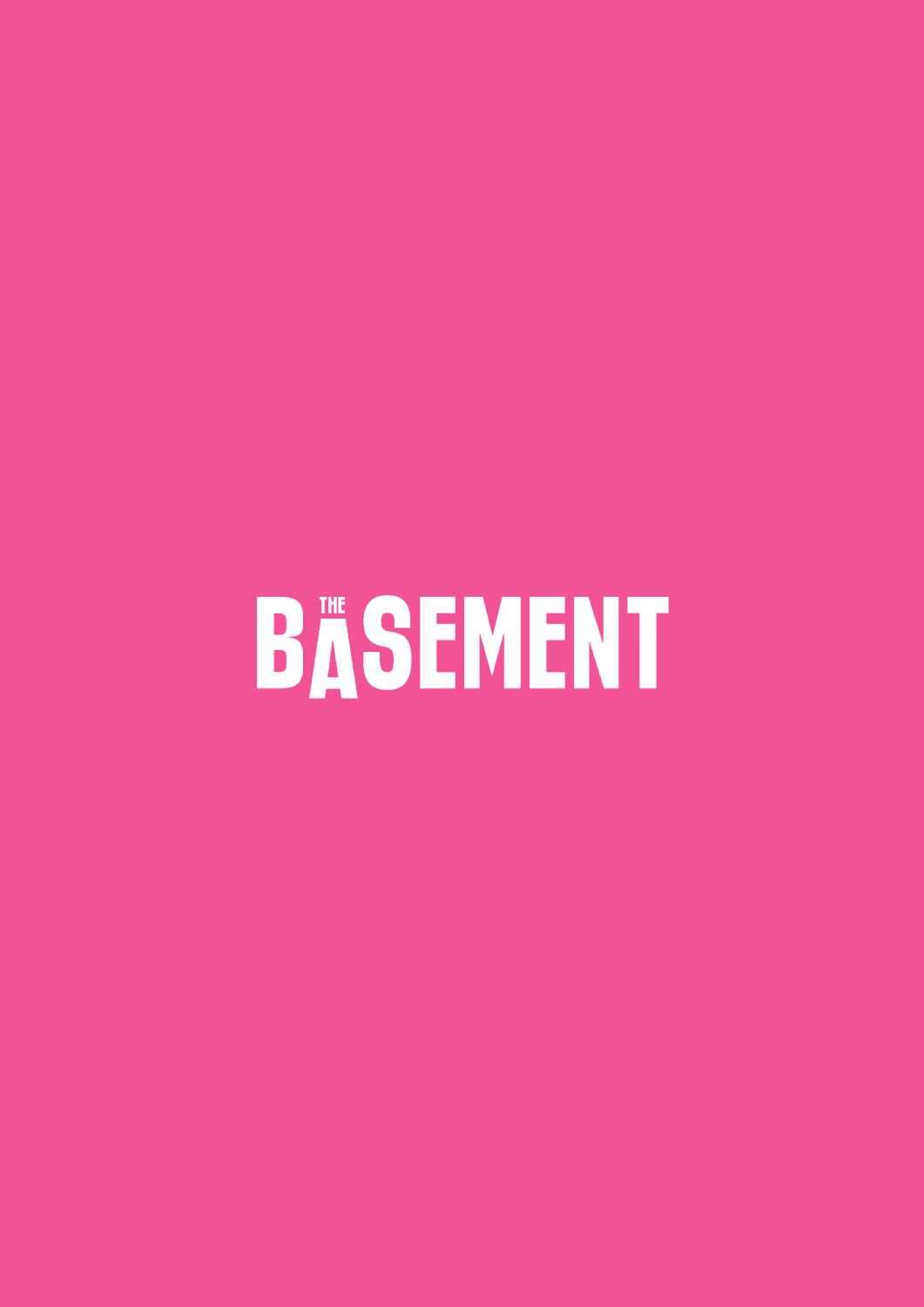THE BASEMENT